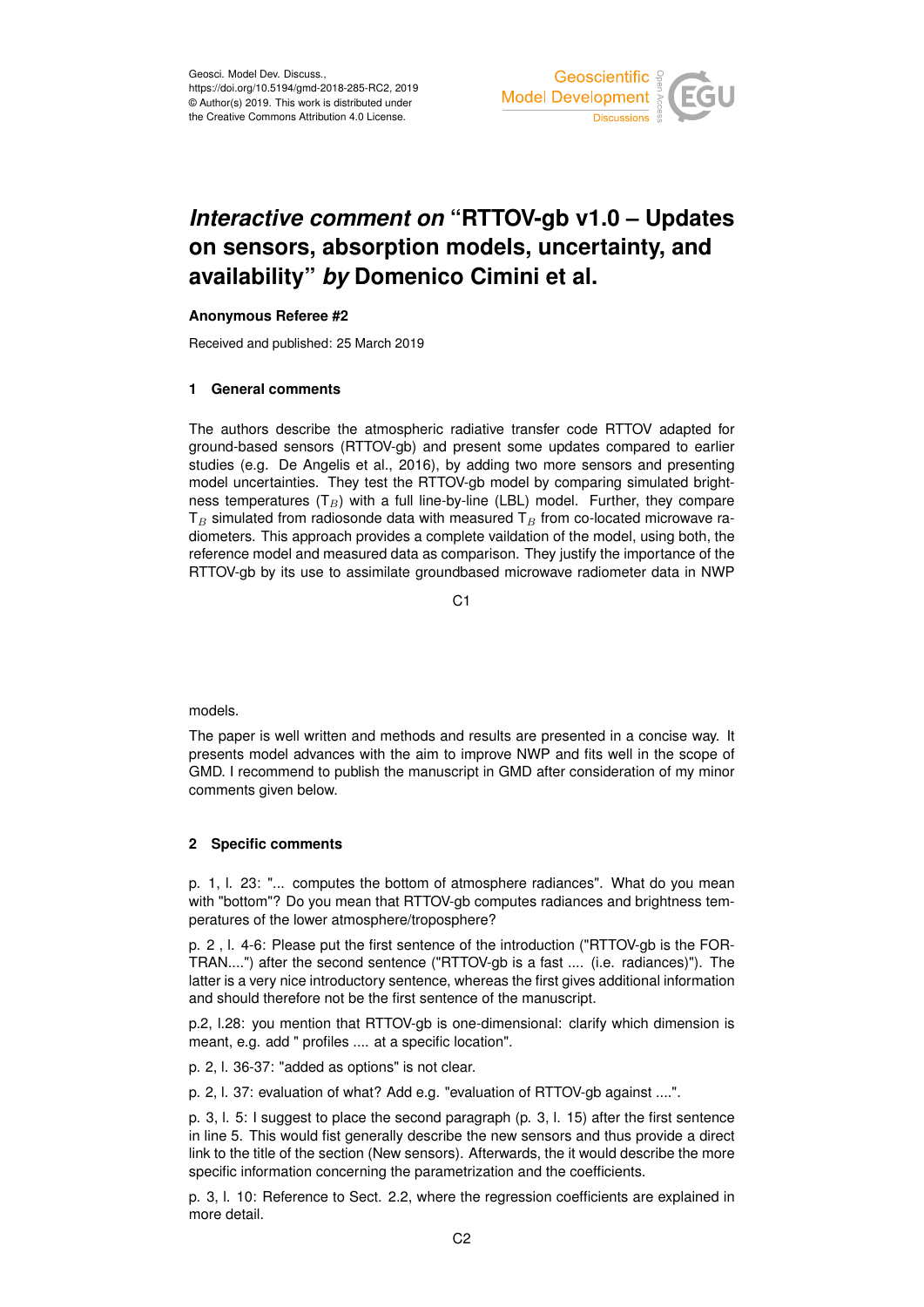Geosci. Model Dev. Discuss.,
https://doi.org/10.5194/gmd-2018-285-RC2, 2019
© Author(s) 2019. This work is distributed under
the Creative Commons Attribution 4.0 License.

# *Interactive comment on* "RTTOV-gb v1.0 – Updates on sensors, absorption models, uncertainty, and availability" *by* Domenico Cimini et al.

**Anonymous Referee #2**

Received and published: 25 March 2019

## 1 General comments

The authors describe the atmospheric radiative transfer code RTTOV adapted for ground-based sensors (RTTOV-gb) and present some updates compared to earlier studies (e.g. De Angelis et al., 2016), by adding two more sensors and presenting model uncertainties. They test the RTTOV-gb model by comparing simulated brightness temperatures ($T_B$) with a full line-by-line (LBL) model. Further, they compare $T_B$ simulated from radiosonde data with measured $T_B$ from co-located microwave radiometers. This approach provides a complete vaildation of the model, using both, the reference model and measured data as comparison. They justify the importance of the RTTOV-gb by its use to assimilate groundbased microwave radiometer data in NWP models.

The paper is well written and methods and results are presented in a concise way. It presents model advances with the aim to improve NWP and fits well in the scope of GMD. I recommend to publish the manuscript in GMD after consideration of my minor comments given below.

## 2 Specific comments

p. 1, l. 23: "... computes the bottom of atmosphere radiances". What do you mean with "bottom"? Do you mean that RTTOV-gb computes radiances and brightness temperatures of the lower atmosphere/troposphere?

p. 2 , l. 4-6: Please put the first sentence of the introduction ("RTTOV-gb is the FORTRAN....") after the second sentence ("RTTOV-gb is a fast .... (i.e. radiances)"). The latter is a very nice introductory sentence, whereas the first gives additional information and should therefore not be the first sentence of the manuscript.

p.2, l.28: you mention that RTTOV-gb is one-dimensional: clarify which dimension is meant, e.g. add " profiles .... at a specific location".

p. 2, l. 36-37: "added as options" is not clear.

p. 2, l. 37: evaluation of what? Add e.g. "evaluation of RTTOV-gb against ....".

p. 3, l. 5: I suggest to place the second paragraph (p. 3, l. 15) after the first sentence in line 5. This would fist generally describe the new sensors and thus provide a direct link to the title of the section (New sensors). Afterwards, the it would describe the more specific information concerning the parametrization and the coefficients.

p. 3, l. 10: Reference to Sect. 2.2, where the regression coefficients are explained in more detail.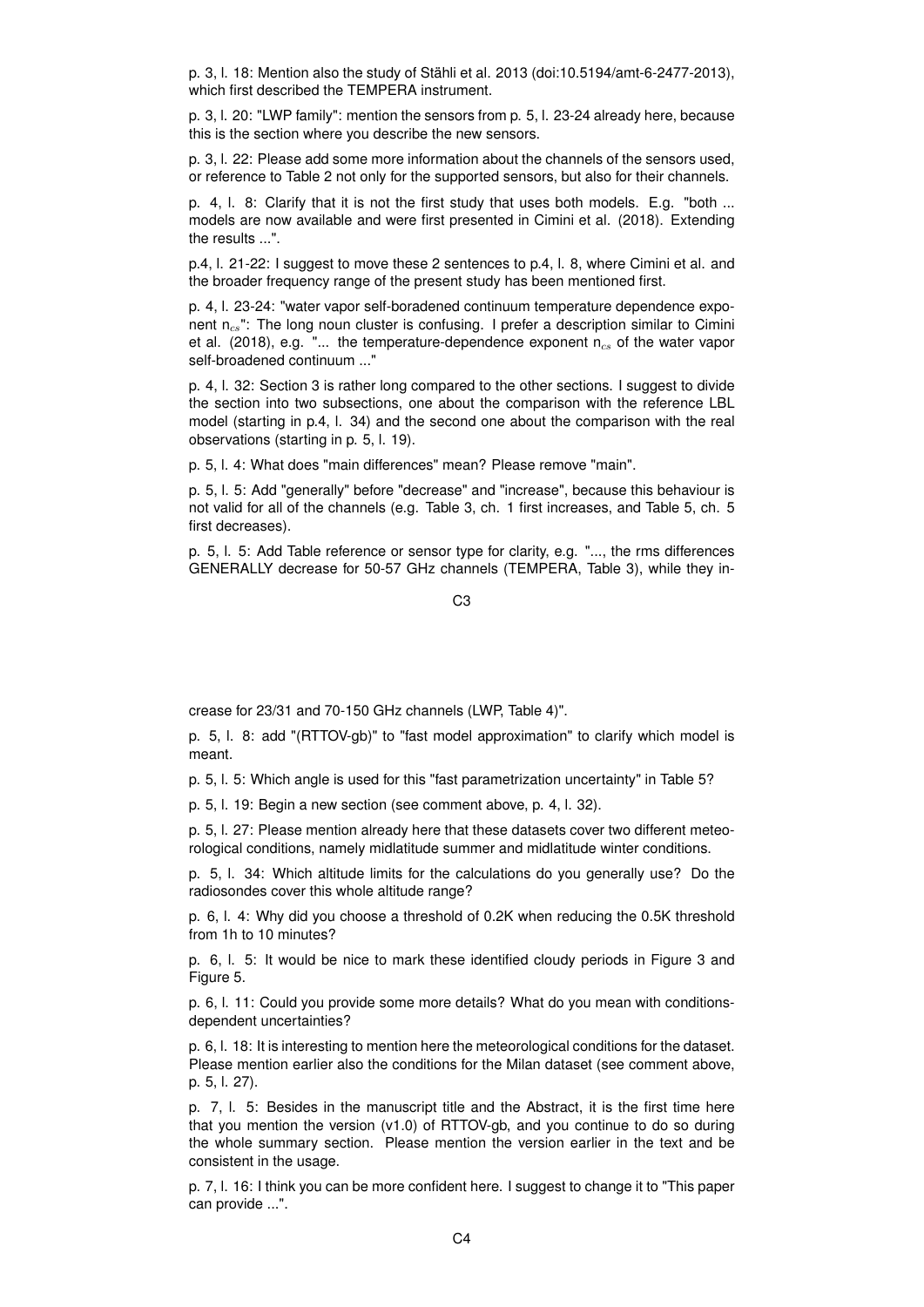p. 3, l. 18: Mention also the study of Stähli et al. 2013 (doi:10.5194/amt-6-2477-2013), which first described the TEMPERA instrument.

p. 3, l. 20: "LWP family": mention the sensors from p. 5, l. 23-24 already here, because this is the section where you describe the new sensors.

p. 3, l. 22: Please add some more information about the channels of the sensors used, or reference to Table 2 not only for the supported sensors, but also for their channels.

p. 4, l. 8: Clarify that it is not the first study that uses both models. E.g. "both ... models are now available and were first presented in Cimini et al. (2018). Extending the results ...".

p.4, l. 21-22: I suggest to move these 2 sentences to p.4, l. 8, where Cimini et al. and the broader frequency range of the present study has been mentioned first.

p. 4, l. 23-24: "water vapor self-boradened continuum temperature dependence exponent $n_{cs}$": The long noun cluster is confusing. I prefer a description similar to Cimini et al. (2018), e.g. "... the temperature-dependence exponent $n_{cs}$ of the water vapor self-broadened continuum ..."

p. 4, l. 32: Section 3 is rather long compared to the other sections. I suggest to divide the section into two subsections, one about the comparison with the reference LBL model (starting in p.4, l. 34) and the second one about the comparison with the real observations (starting in p. 5, l. 19).

p. 5, l. 4: What does "main differences" mean? Please remove "main".

p. 5, l. 5: Add "generally" before "decrease" and "increase", because this behaviour is not valid for all of the channels (e.g. Table 3, ch. 1 first increases, and Table 5, ch. 5 first decreases).

p. 5, l. 5: Add Table reference or sensor type for clarity, e.g. "..., the rms differences GENERALLY decrease for 50-57 GHz channels (TEMPERA, Table 3), while they increase for 23/31 and 70-150 GHz channels (LWP, Table 4)".

p. 5, l. 8: add "(RTTOV-gb)" to "fast model approximation" to clarify which model is meant.

p. 5, l. 5: Which angle is used for this "fast parametrization uncertainty" in Table 5?

p. 5, l. 19: Begin a new section (see comment above, p. 4, l. 32).

p. 5, l. 27: Please mention already here that these datasets cover two different meteorological conditions, namely midlatitude summer and midlatitude winter conditions.

p. 5, l. 34: Which altitude limits for the calculations do you generally use? Do the radiosondes cover this whole altitude range?

p. 6, l. 4: Why did you choose a threshold of 0.2K when reducing the 0.5K threshold from 1h to 10 minutes?

p. 6, l. 5: It would be nice to mark these identified cloudy periods in Figure 3 and Figure 5.

p. 6, l. 11: Could you provide some more details? What do you mean with conditions-dependent uncertainties?

p. 6, l. 18: It is interesting to mention here the meteorological conditions for the dataset. Please mention earlier also the conditions for the Milan dataset (see comment above, p. 5, l. 27).

p. 7, l. 5: Besides in the manuscript title and the Abstract, it is the first time here that you mention the version (v1.0) of RTTOV-gb, and you continue to do so during the whole summary section. Please mention the version earlier in the text and be consistent in the usage.

p. 7, l. 16: I think you can be more confident here. I suggest to change it to "This paper can provide ...".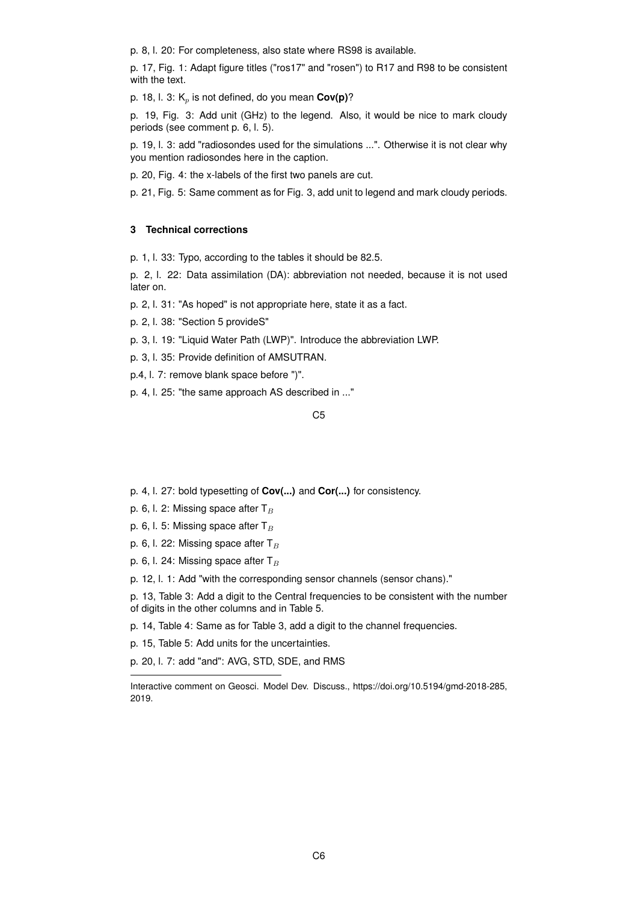p. 8, l. 20: For completeness, also state where RS98 is available.

p. 17, Fig. 1: Adapt figure titles ("ros17" and "rosen") to R17 and R98 to be consistent with the text.

p. 18, l. 3: $K_p$ is not defined, do you mean **Cov(p)**?

p. 19, Fig. 3: Add unit (GHz) to the legend. Also, it would be nice to mark cloudy periods (see comment p. 6, l. 5).

p. 19, l. 3: add "radiosondes used for the simulations ...". Otherwise it is not clear why you mention radiosondes here in the caption.

p. 20, Fig. 4: the x-labels of the first two panels are cut.

p. 21, Fig. 5: Same comment as for Fig. 3, add unit to legend and mark cloudy periods.

## 3 Technical corrections

p. 1, l. 33: Typo, according to the tables it should be 82.5.

p. 2, l. 22: Data assimilation (DA): abbreviation not needed, because it is not used later on.

p. 2, l. 31: "As hoped" is not appropriate here, state it as a fact.

p. 2, l. 38: "Section 5 provideS"

p. 3, l. 19: "Liquid Water Path (LWP)". Introduce the abbreviation LWP.

p. 3, l. 35: Provide definition of AMSUTRAN.

p.4, l. 7: remove blank space before ")".

p. 4, l. 25: "the same approach AS described in ..."

p. 4, l. 27: bold typesetting of **Cov(...)** and **Cor(...)** for consistency.

p. 6, l. 2: Missing space after $T_B$

p. 6, l. 5: Missing space after $T_B$

p. 6, l. 22: Missing space after $T_B$

p. 6, l. 24: Missing space after $T_B$

p. 12, l. 1: Add "with the corresponding sensor channels (sensor chans)."

p. 13, Table 3: Add a digit to the Central frequencies to be consistent with the number of digits in the other columns and in Table 5.

p. 14, Table 4: Same as for Table 3, add a digit to the channel frequencies.

p. 15, Table 5: Add units for the uncertainties.

p. 20, l. 7: add "and": AVG, STD, SDE, and RMS

Interactive comment on Geosci. Model Dev. Discuss., https://doi.org/10.5194/gmd-2018-285, 2019.